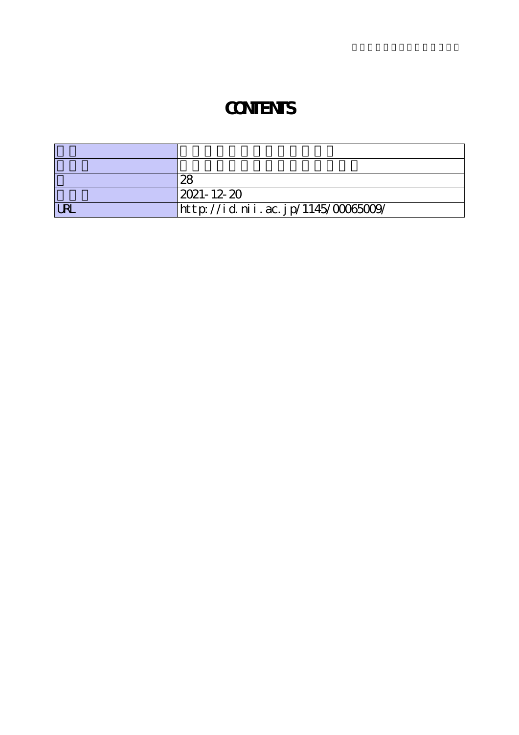# CONTENTS

| | |
|---|---|
| | |
| | |
| | 28 |
| | 2021-12-20 |
| URL | http://id.nii.ac.jp/1145/00065009/ |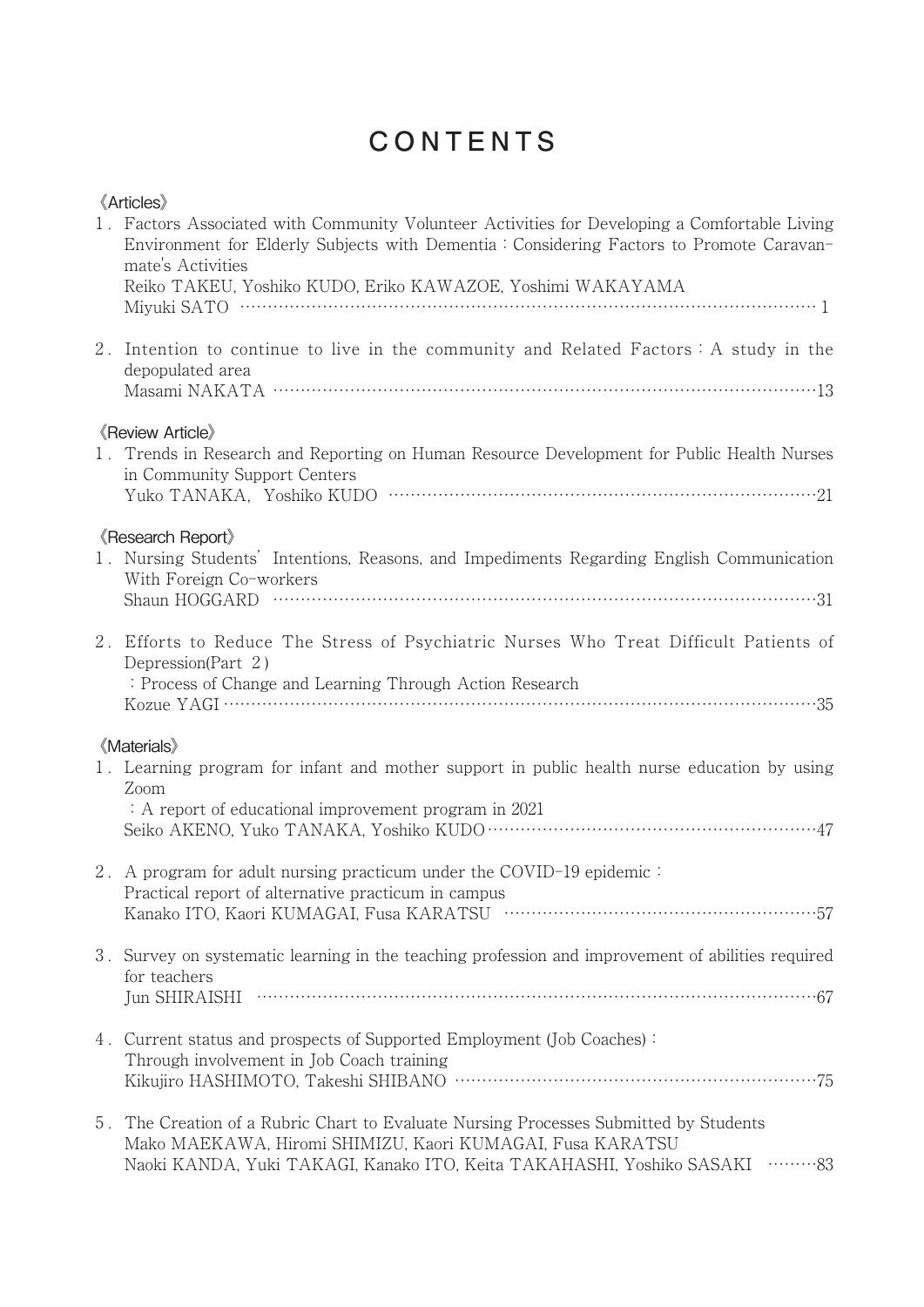# CONTENTS

《Articles》

1. Factors Associated with Community Volunteer Activities for Developing a Comfortable Living Environment for Elderly Subjects with Dementia : Considering Factors to Promote Caravan-mate's Activities
   Reiko TAKEU, Yoshiko KUDO, Eriko KAWAZOE, Yoshimi WAKAYAMA
   Miyuki SATO ……… 1

2. Intention to continue to live in the community and Related Factors : A study in the depopulated area
   Masami NAKATA ……… 13

《Review Article》

1. Trends in Research and Reporting on Human Resource Development for Public Health Nurses in Community Support Centers
   Yuko TANAKA, Yoshiko KUDO ……… 21

《Research Report》

1. Nursing Students' Intentions, Reasons, and Impediments Regarding English Communication With Foreign Co-workers
   Shaun HOGGARD ……… 31

2. Efforts to Reduce The Stress of Psychiatric Nurses Who Treat Difficult Patients of Depression(Part 2)
   : Process of Change and Learning Through Action Research
   Kozue YAGI ……… 35

《Materials》

1. Learning program for infant and mother support in public health nurse education by using Zoom
   : A report of educational improvement program in 2021
   Seiko AKENO, Yuko TANAKA, Yoshiko KUDO ……… 47

2. A program for adult nursing practicum under the COVID-19 epidemic :
   Practical report of alternative practicum in campus
   Kanako ITO, Kaori KUMAGAI, Fusa KARATSU ……… 57

3. Survey on systematic learning in the teaching profession and improvement of abilities required for teachers
   Jun SHIRAISHI ……… 67

4. Current status and prospects of Supported Employment (Job Coaches) :
   Through involvement in Job Coach training
   Kikujiro HASHIMOTO, Takeshi SHIBANO ……… 75

5. The Creation of a Rubric Chart to Evaluate Nursing Processes Submitted by Students
   Mako MAEKAWA, Hiromi SHIMIZU, Kaori KUMAGAI, Fusa KARATSU
   Naoki KANDA, Yuki TAKAGI, Kanako ITO, Keita TAKAHASHI, Yoshiko SASAKI ……… 83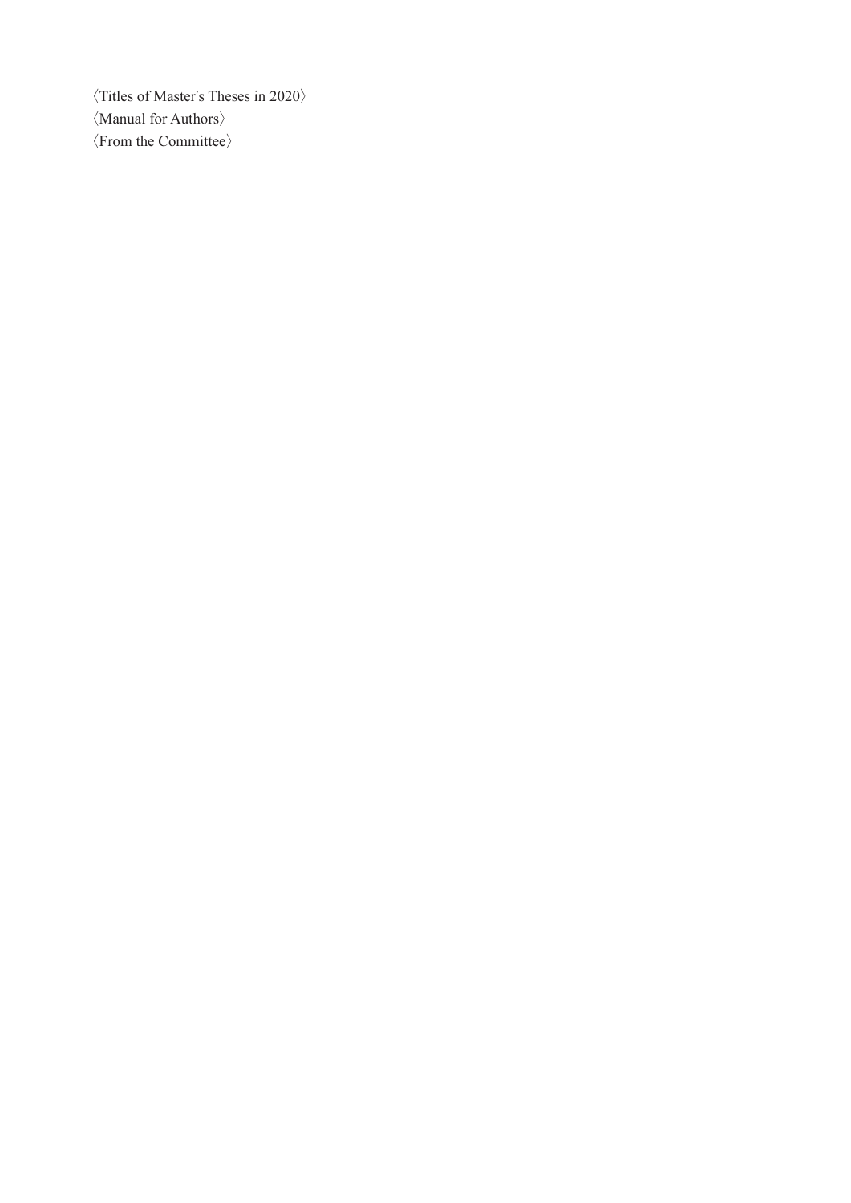〈Titles of Master's Theses in 2020〉
〈Manual for Authors〉
〈From the Committee〉